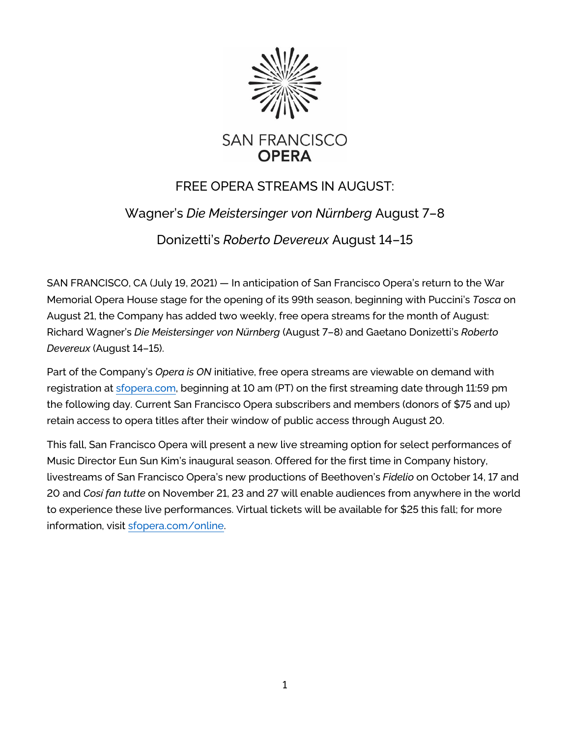SAN FRANCISCO
**OPERA**

# FREE OPERA STREAMS IN AUGUST:

## Wagner's *Die Meistersinger von Nürnberg* August 7–8

## Donizetti's *Roberto Devereux* August 14–15

SAN FRANCISCO, CA (July 19, 2021) — In anticipation of San Francisco Opera's return to the War Memorial Opera House stage for the opening of its 99th season, beginning with Puccini's *Tosca* on August 21, the Company has added two weekly, free opera streams for the month of August: Richard Wagner's *Die Meistersinger von Nürnberg* (August 7–8) and Gaetano Donizetti's *Roberto Devereux* (August 14–15).

Part of the Company's *Opera is ON* initiative, free opera streams are viewable on demand with registration at [sfopera.com](sfopera.com), beginning at 10 am (PT) on the first streaming date through 11:59 pm the following day. Current San Francisco Opera subscribers and members (donors of $75 and up) retain access to opera titles after their window of public access through August 20.

This fall, San Francisco Opera will present a new live streaming option for select performances of Music Director Eun Sun Kim's inaugural season. Offered for the first time in Company history, livestreams of San Francisco Opera's new productions of Beethoven's *Fidelio* on October 14, 17 and 20 and *Cosi fan tutte* on November 21, 23 and 27 will enable audiences from anywhere in the world to experience these live performances. Virtual tickets will be available for $25 this fall; for more information, visit [sfopera.com/online](sfopera.com/online).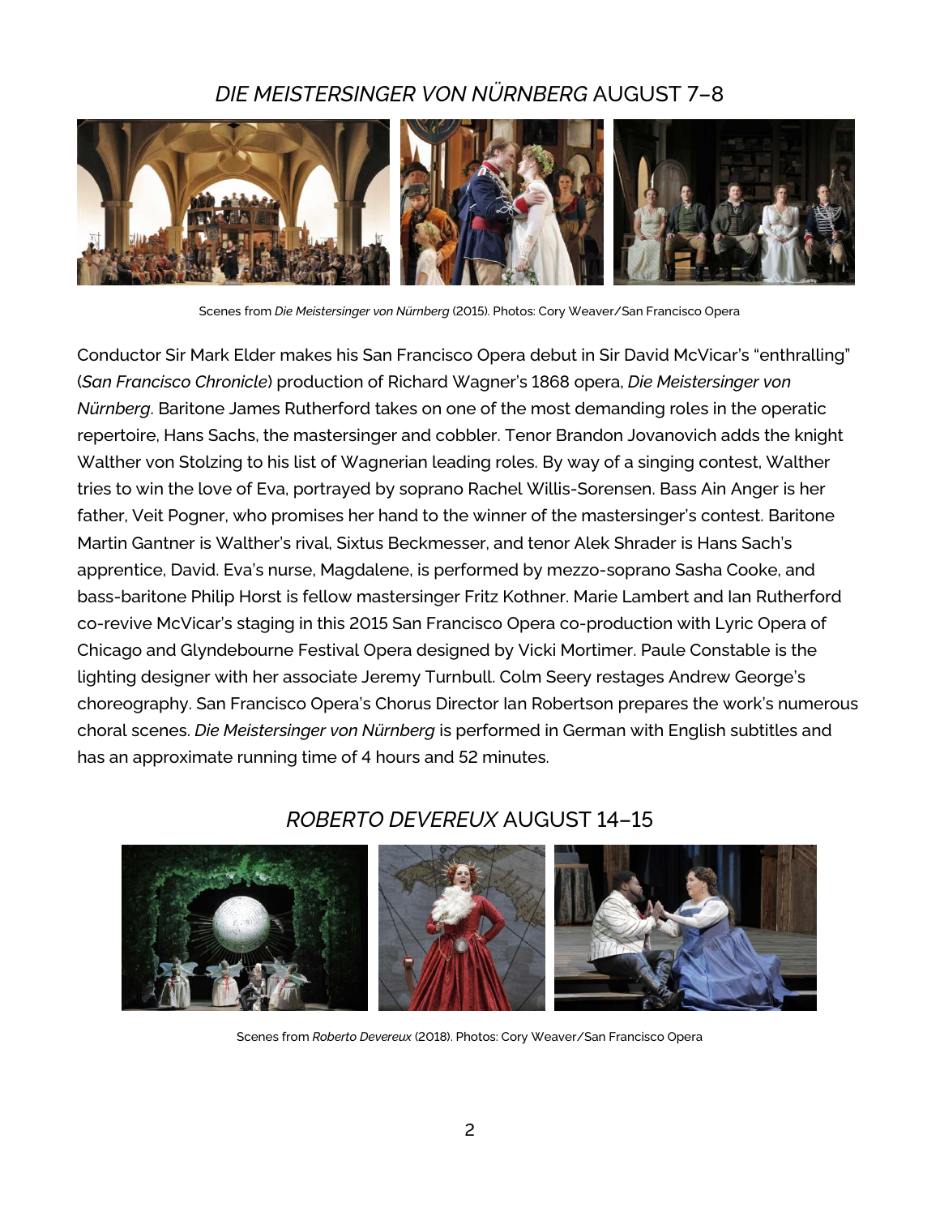## *DIE MEISTERSINGER VON NÜRNBERG* AUGUST 7–8

Scenes from *Die Meistersinger von Nürnberg* (2015). Photos: Cory Weaver/San Francisco Opera

Conductor Sir Mark Elder makes his San Francisco Opera debut in Sir David McVicar's "enthralling" (*San Francisco Chronicle*) production of Richard Wagner's 1868 opera, *Die Meistersinger von Nürnberg*. Baritone James Rutherford takes on one of the most demanding roles in the operatic repertoire, Hans Sachs, the mastersinger and cobbler. Tenor Brandon Jovanovich adds the knight Walther von Stolzing to his list of Wagnerian leading roles. By way of a singing contest, Walther tries to win the love of Eva, portrayed by soprano Rachel Willis-Sorensen. Bass Ain Anger is her father, Veit Pogner, who promises her hand to the winner of the mastersinger's contest. Baritone Martin Gantner is Walther's rival, Sixtus Beckmesser, and tenor Alek Shrader is Hans Sach's apprentice, David. Eva's nurse, Magdalene, is performed by mezzo-soprano Sasha Cooke, and bass-baritone Philip Horst is fellow mastersinger Fritz Kothner. Marie Lambert and Ian Rutherford co-revive McVicar's staging in this 2015 San Francisco Opera co-production with Lyric Opera of Chicago and Glyndebourne Festival Opera designed by Vicki Mortimer. Paule Constable is the lighting designer with her associate Jeremy Turnbull. Colm Seery restages Andrew George's choreography. San Francisco Opera's Chorus Director Ian Robertson prepares the work's numerous choral scenes. *Die Meistersinger von Nürnberg* is performed in German with English subtitles and has an approximate running time of 4 hours and 52 minutes.

## *ROBERTO DEVEREUX* AUGUST 14–15

Scenes from *Roberto Devereux* (2018). Photos: Cory Weaver/San Francisco Opera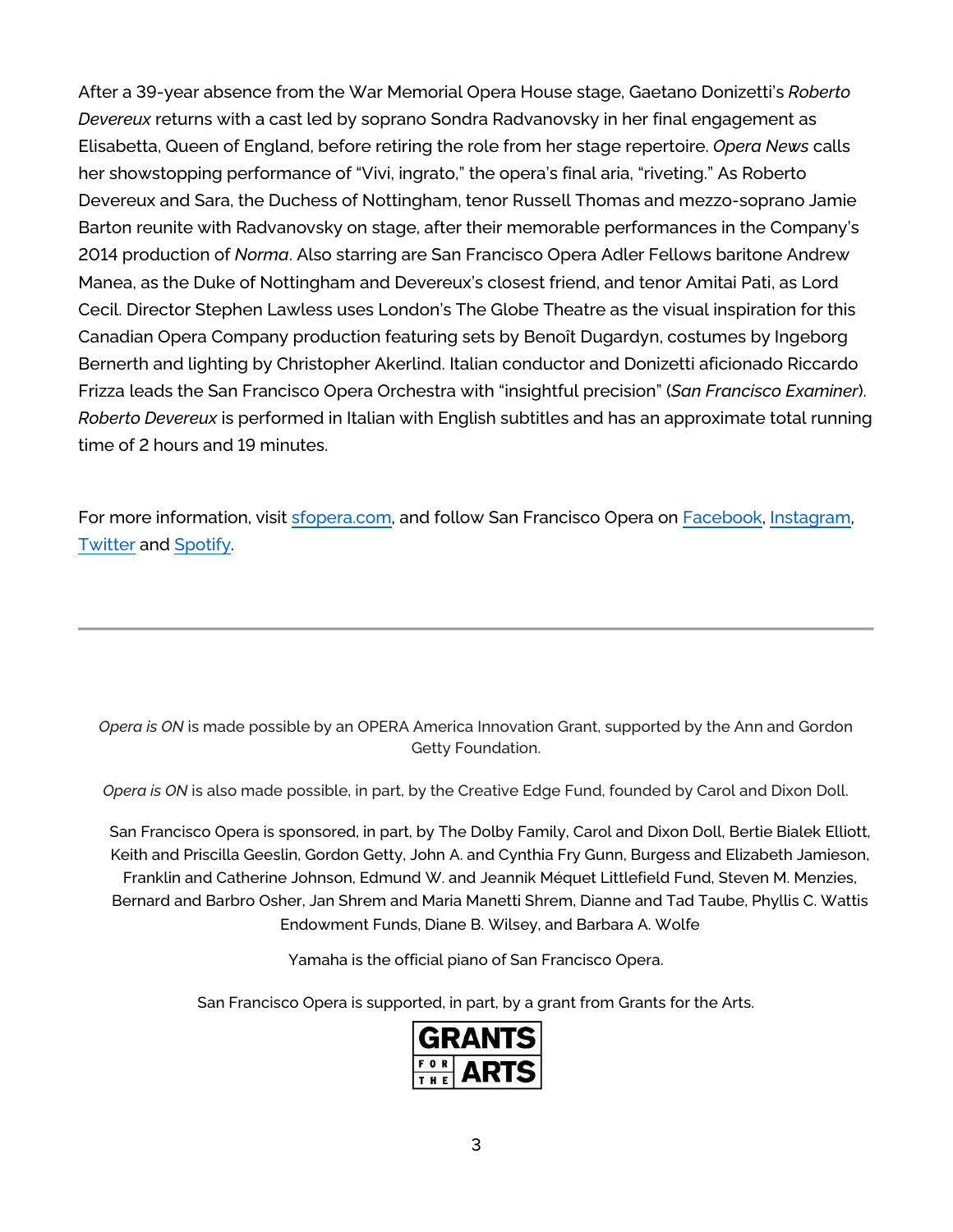After a 39-year absence from the War Memorial Opera House stage, Gaetano Donizetti's *Roberto Devereux* returns with a cast led by soprano Sondra Radvanovsky in her final engagement as Elisabetta, Queen of England, before retiring the role from her stage repertoire. *Opera News* calls her showstopping performance of "Vivi, ingrato," the opera's final aria, "riveting." As Roberto Devereux and Sara, the Duchess of Nottingham, tenor Russell Thomas and mezzo-soprano Jamie Barton reunite with Radvanovsky on stage, after their memorable performances in the Company's 2014 production of *Norma*. Also starring are San Francisco Opera Adler Fellows baritone Andrew Manea, as the Duke of Nottingham and Devereux's closest friend, and tenor Amitai Pati, as Lord Cecil. Director Stephen Lawless uses London's The Globe Theatre as the visual inspiration for this Canadian Opera Company production featuring sets by Benoît Dugardyn, costumes by Ingeborg Bernerth and lighting by Christopher Akerlind. Italian conductor and Donizetti aficionado Riccardo Frizza leads the San Francisco Opera Orchestra with "insightful precision" (*San Francisco Examiner*). *Roberto Devereux* is performed in Italian with English subtitles and has an approximate total running time of 2 hours and 19 minutes.

For more information, visit sfopera.com, and follow San Francisco Opera on Facebook, Instagram, Twitter and Spotify.

---

*Opera is ON* is made possible by an OPERA America Innovation Grant, supported by the Ann and Gordon Getty Foundation.

*Opera is ON* is also made possible, in part, by the Creative Edge Fund, founded by Carol and Dixon Doll.

San Francisco Opera is sponsored, in part, by The Dolby Family, Carol and Dixon Doll, Bertie Bialek Elliott, Keith and Priscilla Geeslin, Gordon Getty, John A. and Cynthia Fry Gunn, Burgess and Elizabeth Jamieson, Franklin and Catherine Johnson, Edmund W. and Jeannik Méquet Littlefield Fund, Steven M. Menzies, Bernard and Barbro Osher, Jan Shrem and Maria Manetti Shrem, Dianne and Tad Taube, Phyllis C. Wattis Endowment Funds, Diane B. Wilsey, and Barbara A. Wolfe

Yamaha is the official piano of San Francisco Opera.

San Francisco Opera is supported, in part, by a grant from Grants for the Arts.

GRANTS FOR THE ARTS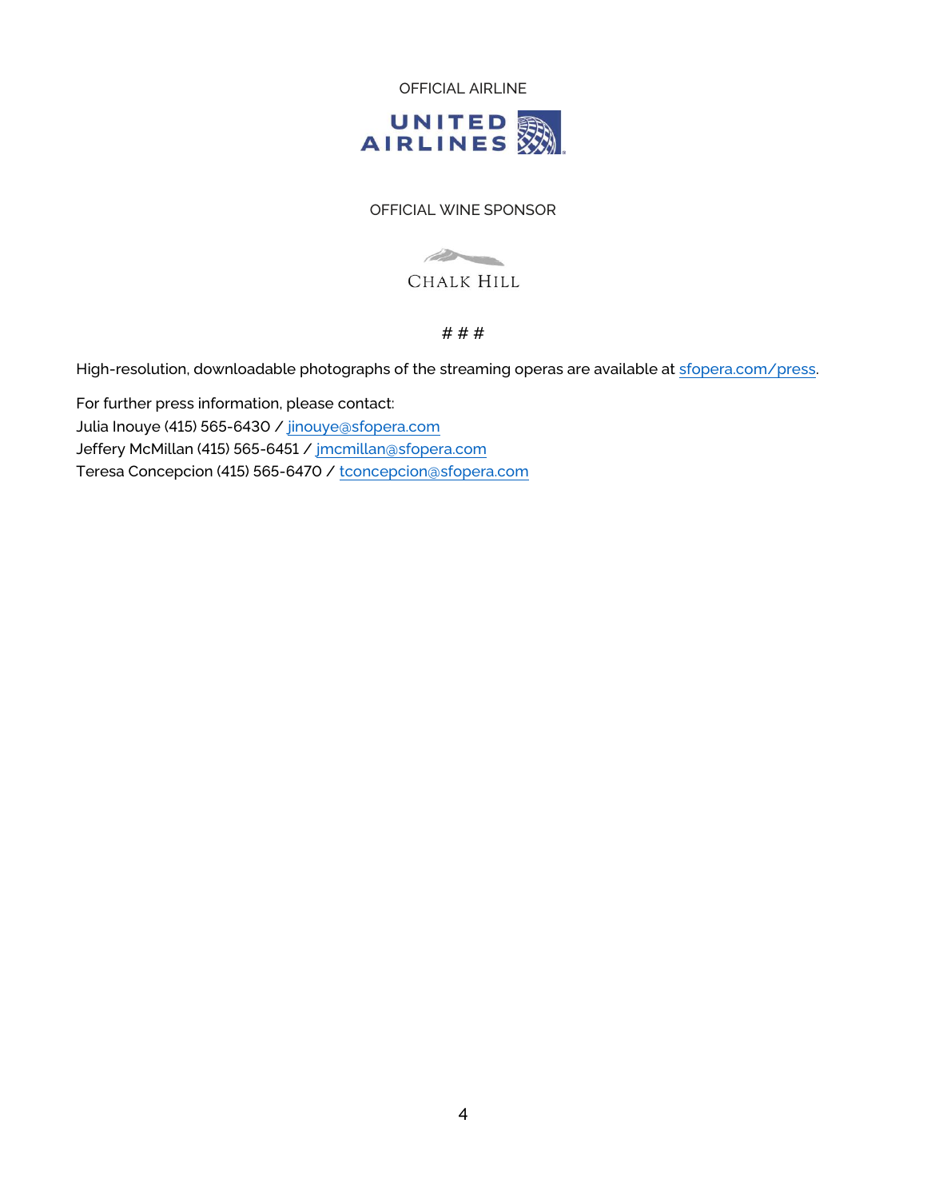OFFICIAL AIRLINE

UNITED AIRLINES

OFFICIAL WINE SPONSOR

CHALK HILL

# # #

High-resolution, downloadable photographs of the streaming operas are available at sfopera.com/press.

For further press information, please contact:
Julia Inouye (415) 565-6430 / jinouye@sfopera.com
Jeffery McMillan (415) 565-6451 / jmcmillan@sfopera.com
Teresa Concepcion (415) 565-6470 / tconcepcion@sfopera.com